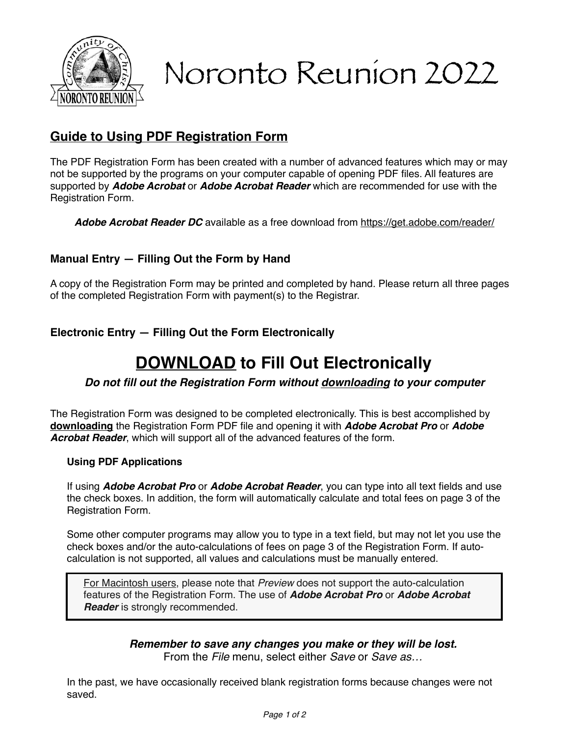# Noronto Reunion 2022

## Guide to Using PDF Registration Form

The PDF Registration Form has been created with a number of advanced features which may or may not be supported by the programs on your computer capable of opening PDF files. All features are supported by ***Adobe Acrobat*** or ***Adobe Acrobat Reader*** which are recommended for use with the Registration Form.

> ***Adobe Acrobat Reader DC*** available as a free download from https://get.adobe.com/reader/

### Manual Entry — Filling Out the Form by Hand

A copy of the Registration Form may be printed and completed by hand. Please return all three pages of the completed Registration Form with payment(s) to the Registrar.

### Electronic Entry — Filling Out the Form Electronically

## DOWNLOAD to Fill Out Electronically

***Do not fill out the Registration Form without downloading to your computer***

The Registration Form was designed to be completed electronically. This is best accomplished by **downloading** the Registration Form PDF file and opening it with ***Adobe Acrobat Pro*** or ***Adobe Acrobat Reader***, which will support all of the advanced features of the form.

#### Using PDF Applications

If using ***Adobe Acrobat Pro*** or ***Adobe Acrobat Reader***, you can type into all text fields and use the check boxes. In addition, the form will automatically calculate and total fees on page 3 of the Registration Form.

Some other computer programs may allow you to type in a text field, but may not let you use the check boxes and/or the auto-calculations of fees on page 3 of the Registration Form. If auto-calculation is not supported, all values and calculations must be manually entered.

> For Macintosh users, please note that *Preview* does not support the auto-calculation features of the Registration Form. The use of ***Adobe Acrobat Pro*** or ***Adobe Acrobat Reader*** is strongly recommended.

***Remember to save any changes you make or they will be lost.***
From the *File* menu, select either *Save* or *Save as…*

In the past, we have occasionally received blank registration forms because changes were not saved.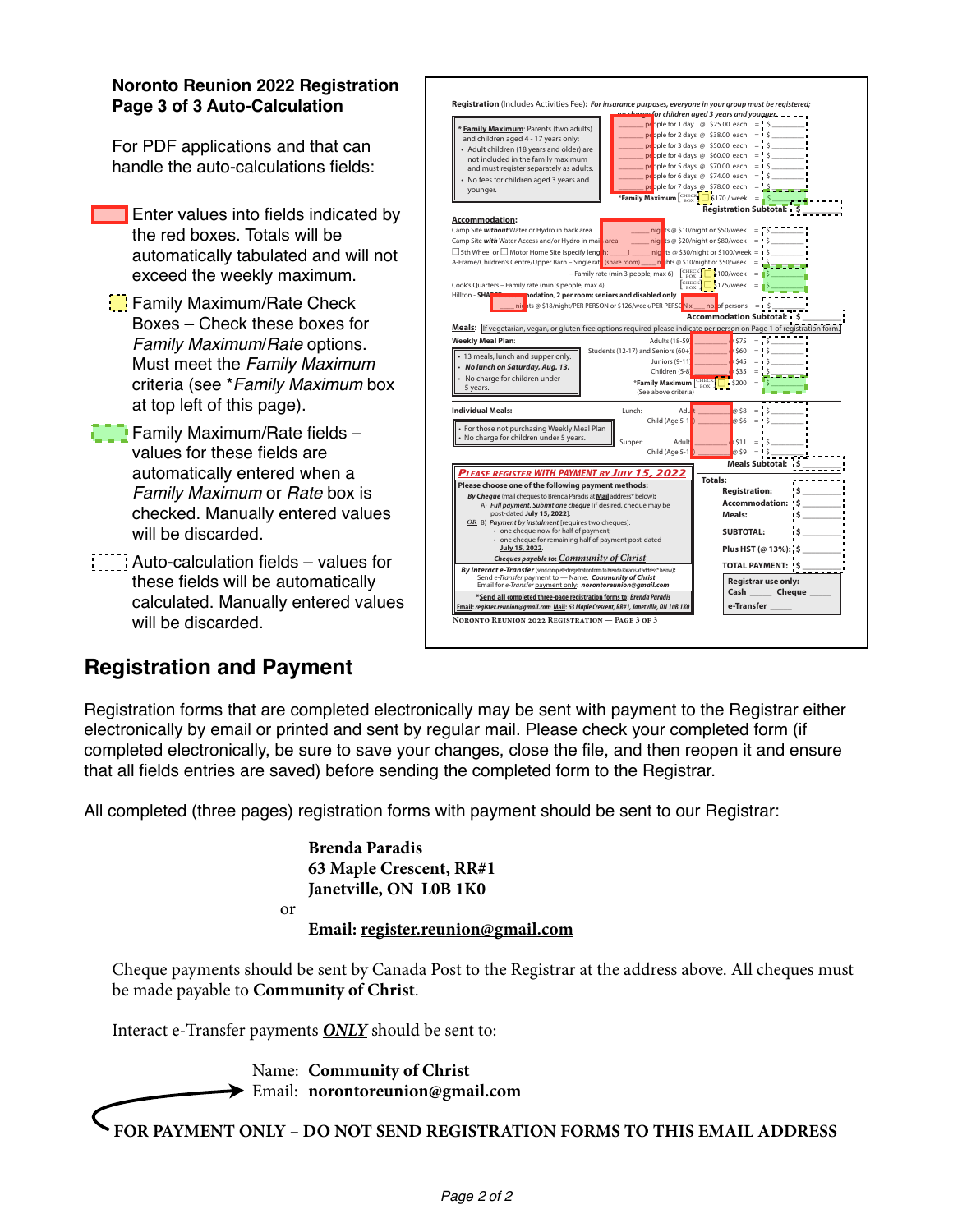**Noronto Reunion 2022 Registration Page 3 of 3 Auto-Calculation**

For PDF applications and that can handle the auto-calculations fields:

- Enter values into fields indicated by the red boxes. Totals will be automatically tabulated and will not exceed the weekly maximum.
- Family Maximum/Rate Check Boxes – Check these boxes for *Family Maximum*/*Rate* options. Must meet the *Family Maximum* criteria (see **Family Maximum* box at top left of this page).
- Family Maximum/Rate fields – values for these fields are automatically entered when a *Family Maximum* or *Rate* box is checked. Manually entered values will be discarded.
- Auto-calculation fields – values for these fields will be automatically calculated. Manually entered values will be discarded.

## Registration and Payment

Registration forms that are completed electronically may be sent with payment to the Registrar either electronically by email or printed and sent by regular mail. Please check your completed form (if completed electronically, be sure to save your changes, close the file, and then reopen it and ensure that all fields entries are saved) before sending the completed form to the Registrar.

All completed (three pages) registration forms with payment should be sent to our Registrar:

**Brenda Paradis**
**63 Maple Crescent, RR#1**
**Janetville, ON L0B 1K0**

or

**Email: register.reunion@gmail.com**

Cheque payments should be sent by Canada Post to the Registrar at the address above. All cheques must be made payable to **Community of Christ**.

Interact e-Transfer payments ***ONLY*** should be sent to:

Name: **Community of Christ**
Email: **norontoreunion@gmail.com**

**FOR PAYMENT ONLY – DO NOT SEND REGISTRATION FORMS TO THIS EMAIL ADDRESS**